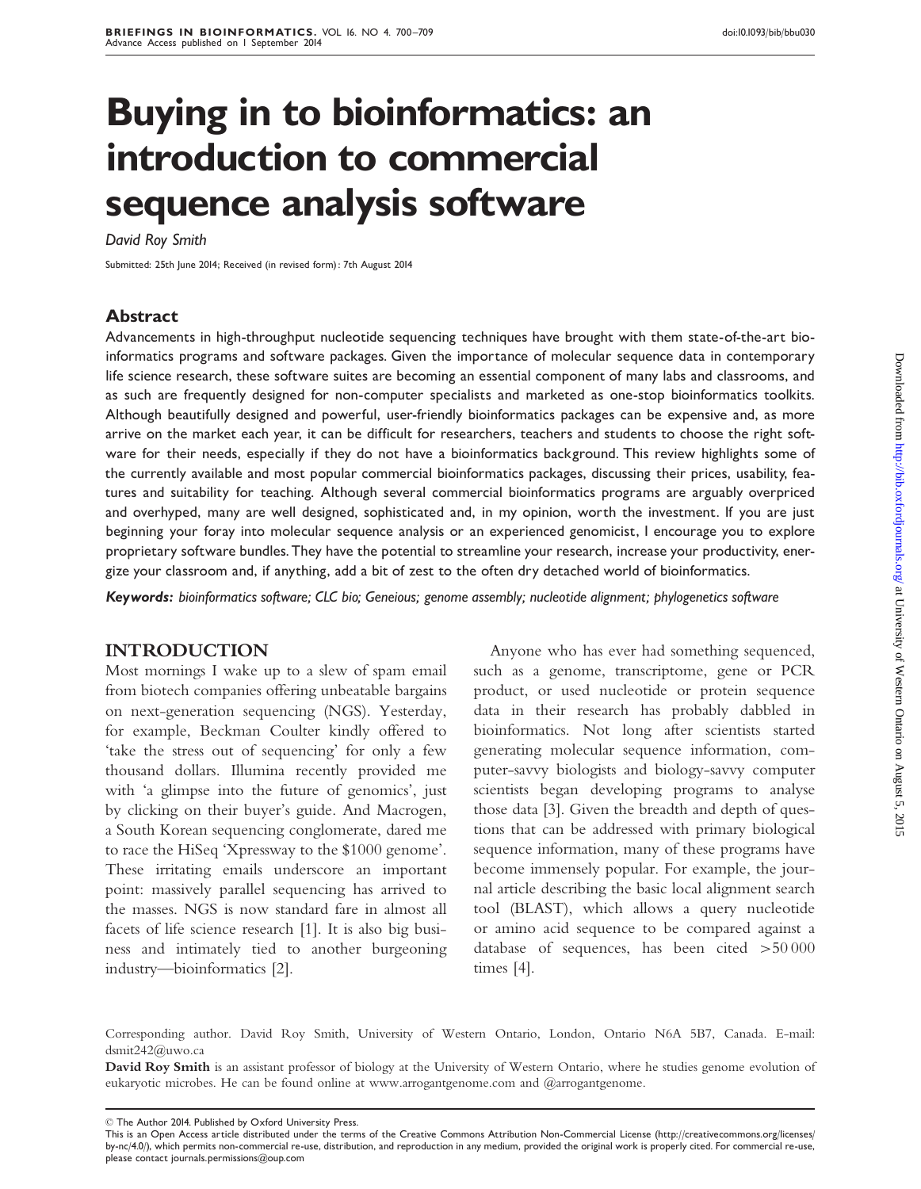# Buying in to bioinformatics: an introduction to commercial sequence analysis software

*David Roy Smith*

Submitted: 25th June 2014; Received (in revised form): 7th August 2014

## Abstract

Advancements in high-throughput nucleotide sequencing techniques have brought with them state-of-the-art bioinformatics programs and software packages. Given the importance of molecular sequence data in contemporary life science research, these software suites are becoming an essential component of many labs and classrooms, and as such are frequently designed for non-computer specialists and marketed as one-stop bioinformatics toolkits. Although beautifully designed and powerful, user-friendly bioinformatics packages can be expensive and, as more arrive on the market each year, it can be difficult for researchers, teachers and students to choose the right software for their needs, especially if they do not have a bioinformatics background. This review highlights some of the currently available and most popular commercial bioinformatics packages, discussing their prices, usability, features and suitability for teaching. Although several commercial bioinformatics programs are arguably overpriced and overhyped, many are well designed, sophisticated and, in my opinion, worth the investment. If you are just beginning your foray into molecular sequence analysis or an experienced genomicist, I encourage you to explore proprietary software bundles. They have the potential to streamline your research, increase your productivity, energize your classroom and, if anything, add a bit of zest to the often dry detached world of bioinformatics.

**Keywords:** *bioinformatics software; CLC bio; Geneious; genome assembly; nucleotide alignment; phylogenetics software*

## INTRODUCTION

Most mornings I wake up to a slew of spam email from biotech companies offering unbeatable bargains on next-generation sequencing (NGS). Yesterday, for example, Beckman Coulter kindly offered to 'take the stress out of sequencing' for only a few thousand dollars. Illumina recently provided me with 'a glimpse into the future of genomics', just by clicking on their buyer's guide. And Macrogen, a South Korean sequencing conglomerate, dared me to race the HiSeq 'Xpressway to the $1000 genome'. These irritating emails underscore an important point: massively parallel sequencing has arrived to the masses. NGS is now standard fare in almost all facets of life science research [1]. It is also big business and intimately tied to another burgeoning industry—bioinformatics [2].

Anyone who has ever had something sequenced, such as a genome, transcriptome, gene or PCR product, or used nucleotide or protein sequence data in their research has probably dabbled in bioinformatics. Not long after scientists started generating molecular sequence information, computer-savvy biologists and biology-savvy computer scientists began developing programs to analyse those data [3]. Given the breadth and depth of questions that can be addressed with primary biological sequence information, many of these programs have become immensely popular. For example, the journal article describing the basic local alignment search tool (BLAST), which allows a query nucleotide or amino acid sequence to be compared against a database of sequences, has been cited >50 000 times [4].

Corresponding author. David Roy Smith, University of Western Ontario, London, Ontario N6A 5B7, Canada. E-mail: dsmit242@uwo.ca

**David Roy Smith** is an assistant professor of biology at the University of Western Ontario, where he studies genome evolution of eukaryotic microbes. He can be found online at www.arrogantgenome.com and @arrogantgenome.

© The Author 2014. Published by Oxford University Press.
This is an Open Access article distributed under the terms of the Creative Commons Attribution Non-Commercial License (http://creativecommons.org/licenses/by-nc/4.0/), which permits non-commercial re-use, distribution, and reproduction in any medium, provided the original work is properly cited. For commercial re-use, please contact journals.permissions@oup.com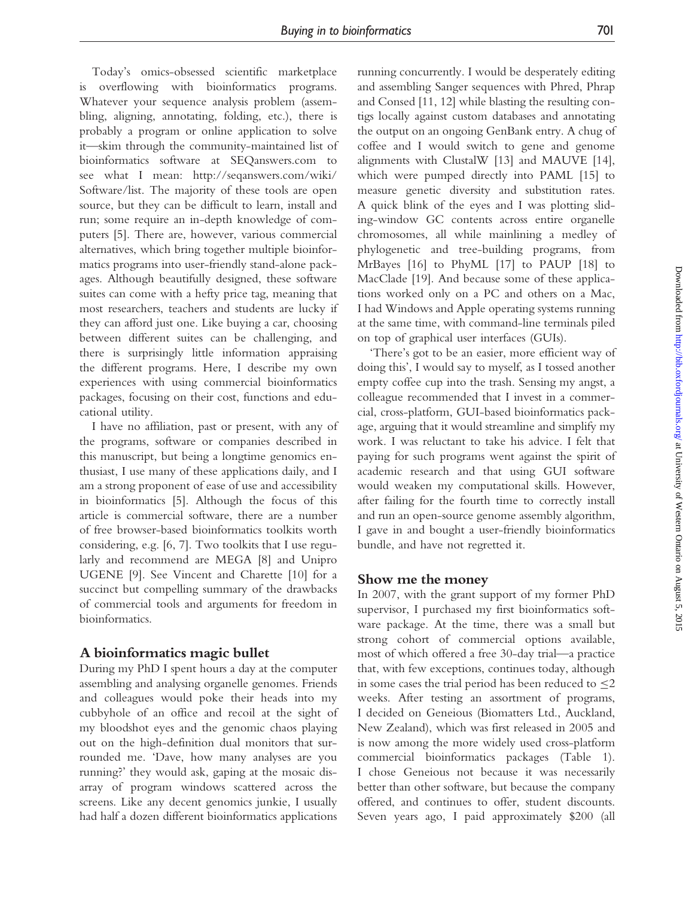Today's omics-obsessed scientific marketplace is overflowing with bioinformatics programs. Whatever your sequence analysis problem (assembling, aligning, annotating, folding, etc.), there is probably a program or online application to solve it—skim through the community-maintained list of bioinformatics software at SEQanswers.com to see what I mean: http://seqanswers.com/wiki/Software/list. The majority of these tools are open source, but they can be difficult to learn, install and run; some require an in-depth knowledge of computers [5]. There are, however, various commercial alternatives, which bring together multiple bioinformatics programs into user-friendly stand-alone packages. Although beautifully designed, these software suites can come with a hefty price tag, meaning that most researchers, teachers and students are lucky if they can afford just one. Like buying a car, choosing between different suites can be challenging, and there is surprisingly little information appraising the different programs. Here, I describe my own experiences with using commercial bioinformatics packages, focusing on their cost, functions and educational utility.

I have no affiliation, past or present, with any of the programs, software or companies described in this manuscript, but being a longtime genomics enthusiast, I use many of these applications daily, and I am a strong proponent of ease of use and accessibility in bioinformatics [5]. Although the focus of this article is commercial software, there are a number of free browser-based bioinformatics toolkits worth considering, e.g. [6, 7]. Two toolkits that I use regularly and recommend are MEGA [8] and Unipro UGENE [9]. See Vincent and Charette [10] for a succinct but compelling summary of the drawbacks of commercial tools and arguments for freedom in bioinformatics.

## A bioinformatics magic bullet

During my PhD I spent hours a day at the computer assembling and analysing organelle genomes. Friends and colleagues would poke their heads into my cubbyhole of an office and recoil at the sight of my bloodshot eyes and the genomic chaos playing out on the high-definition dual monitors that surrounded me. 'Dave, how many analyses are you running?' they would ask, gaping at the mosaic disarray of program windows scattered across the screens. Like any decent genomics junkie, I usually had half a dozen different bioinformatics applications running concurrently. I would be desperately editing and assembling Sanger sequences with Phred, Phrap and Consed [11, 12] while blasting the resulting contigs locally against custom databases and annotating the output on an ongoing GenBank entry. A chug of coffee and I would switch to gene and genome alignments with ClustalW [13] and MAUVE [14], which were pumped directly into PAML [15] to measure genetic diversity and substitution rates. A quick blink of the eyes and I was plotting sliding-window GC contents across entire organelle chromosomes, all while mainlining a medley of phylogenetic and tree-building programs, from MrBayes [16] to PhyML [17] to PAUP [18] to MacClade [19]. And because some of these applications worked only on a PC and others on a Mac, I had Windows and Apple operating systems running at the same time, with command-line terminals piled on top of graphical user interfaces (GUIs).

'There's got to be an easier, more efficient way of doing this', I would say to myself, as I tossed another empty coffee cup into the trash. Sensing my angst, a colleague recommended that I invest in a commercial, cross-platform, GUI-based bioinformatics package, arguing that it would streamline and simplify my work. I was reluctant to take his advice. I felt that paying for such programs went against the spirit of academic research and that using GUI software would weaken my computational skills. However, after failing for the fourth time to correctly install and run an open-source genome assembly algorithm, I gave in and bought a user-friendly bioinformatics bundle, and have not regretted it.

## Show me the money

In 2007, with the grant support of my former PhD supervisor, I purchased my first bioinformatics software package. At the time, there was a small but strong cohort of commercial options available, most of which offered a free 30-day trial—a practice that, with few exceptions, continues today, although in some cases the trial period has been reduced to $\leq$2 weeks. After testing an assortment of programs, I decided on Geneious (Biomatters Ltd., Auckland, New Zealand), which was first released in 2005 and is now among the more widely used cross-platform commercial bioinformatics packages (Table 1). I chose Geneious not because it was necessarily better than other software, but because the company offered, and continues to offer, student discounts. Seven years ago, I paid approximately \$200 (all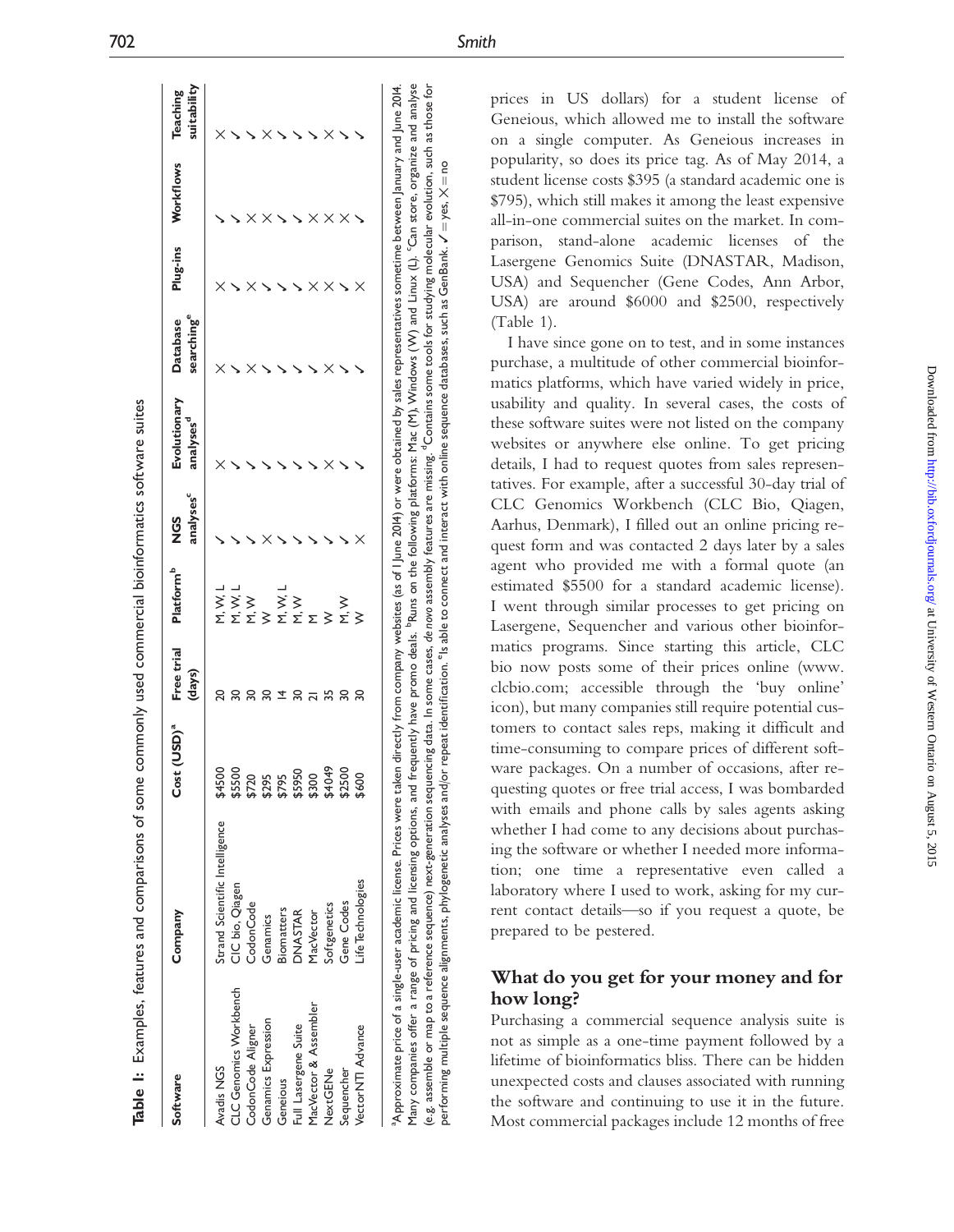**Table 1:** Examples, features and comparisons of some commonly used commercial bioinformatics software suites

| Software | Company | Cost (USD)[a] | Free trial (days) | Platform[b] | NGS analyses[c] | Evolutionary analyses[d] | Database searching[e] | Plug-ins | Workflows | Teaching suitability |
|---|---|---|---|---|---|---|---|---|---|---|
| Avadis NGS | Strand Scientific Intelligence | $4500 | 20 | M, W, L | ✓ | ✕ | ✕ | ✕ | ✓ | ✕ |
| CLC Genomics Workbench | ClC bio, Qiagen | $5500 | 30 | M, W, L | ✓ | ✓ | ✓ | ✓ | ✓ | ✓ |
| CodonCode Aligner | CodonCode | $720 | 30 | M, W | ✓ | ✓ | ✕ | ✕ | ✕ | ✓ |
| Genamics Expression | Genamics | $295 | 30 | W | ✕ | ✓ | ✓ | ✓ | ✕ | ✕ |
| Geneious | Biomatters | $795 | 14 | M, W, L | ✓ | ✓ | ✓ | ✓ | ✓ | ✓ |
| Full Lasergene Suite | DNASTAR | $5950 | 30 | M, W | ✓ | ✓ | ✓ | ✓ | ✓ | ✓ |
| MacVector & Assembler | MacVector | $300 | 21 | M | ✓ | ✓ | ✓ | ✓ | ✓ | ✓ |
| NextGENe | Softgenetics | $4049 | 35 | W | ✓ | ✕ | ✕ | ✕ | ✕ | ✕ |
| Sequencher | Gene Codes | $2500 | 30 | M, W | ✓ | ✓ | ✓ | ✓ | ✕ | ✓ |
| VectorNTI Advance | Life Technologies | $600 | 30 | W | ✕ | ✓ | ✓ | ✕ | ✓ | ✓ |

[a]Approximate price of a single-user academic license. Prices were taken directly from company websites (as of 1 June 2014) or were obtained by sales representatives sometime between January and June 2014. Many companies offer a range of pricing and licensing options, and frequently have promo deals. [b]Runs on the following platforms: Mac (M), Windows (W) and Linux (L). [c]Can store, organize and analyse (e.g. assemble or map to a reference sequence) next-generation sequencing data. In some cases, *de novo* assembly features are missing. [d]Contains some tools for studying molecular evolution, such as those for performing multiple sequence alignments, phylogenetic analyses and/or repeat identification. [e]Is able to connect and interact with online sequence databases, such as GenBank. ✓ = yes, ✕ = no

prices in US dollars) for a student license of Geneious, which allowed me to install the software on a single computer. As Geneious increases in popularity, so does its price tag. As of May 2014, a student license costs $395 (a standard academic one is $795), which still makes it among the least expensive all-in-one commercial suites on the market. In comparison, stand-alone academic licenses of the Lasergene Genomics Suite (DNASTAR, Madison, USA) and Sequencher (Gene Codes, Ann Arbor, USA) are around $6000 and $2500, respectively (Table 1).

I have since gone on to test, and in some instances purchase, a multitude of other commercial bioinformatics platforms, which have varied widely in price, usability and quality. In several cases, the costs of these software suites were not listed on the company websites or anywhere else online. To get pricing details, I had to request quotes from sales representatives. For example, after a successful 30-day trial of CLC Genomics Workbench (CLC Bio, Qiagen, Aarhus, Denmark), I filled out an online pricing request form and was contacted 2 days later by a sales agent who provided me with a formal quote (an estimated $5500 for a standard academic license). I went through similar processes to get pricing on Lasergene, Sequencher and various other bioinformatics programs. Since starting this article, CLC bio now posts some of their prices online (www.clcbio.com; accessible through the 'buy online' icon), but many companies still require potential customers to contact sales reps, making it difficult and time-consuming to compare prices of different software packages. On a number of occasions, after requesting quotes or free trial access, I was bombarded with emails and phone calls by sales agents asking whether I had come to any decisions about purchasing the software or whether I needed more information; one time a representative even called a laboratory where I used to work, asking for my current contact details—so if you request a quote, be prepared to be pestered.

## What do you get for your money and for how long?

Purchasing a commercial sequence analysis suite is not as simple as a one-time payment followed by a lifetime of bioinformatics bliss. There can be hidden unexpected costs and clauses associated with running the software and continuing to use it in the future. Most commercial packages include 12 months of free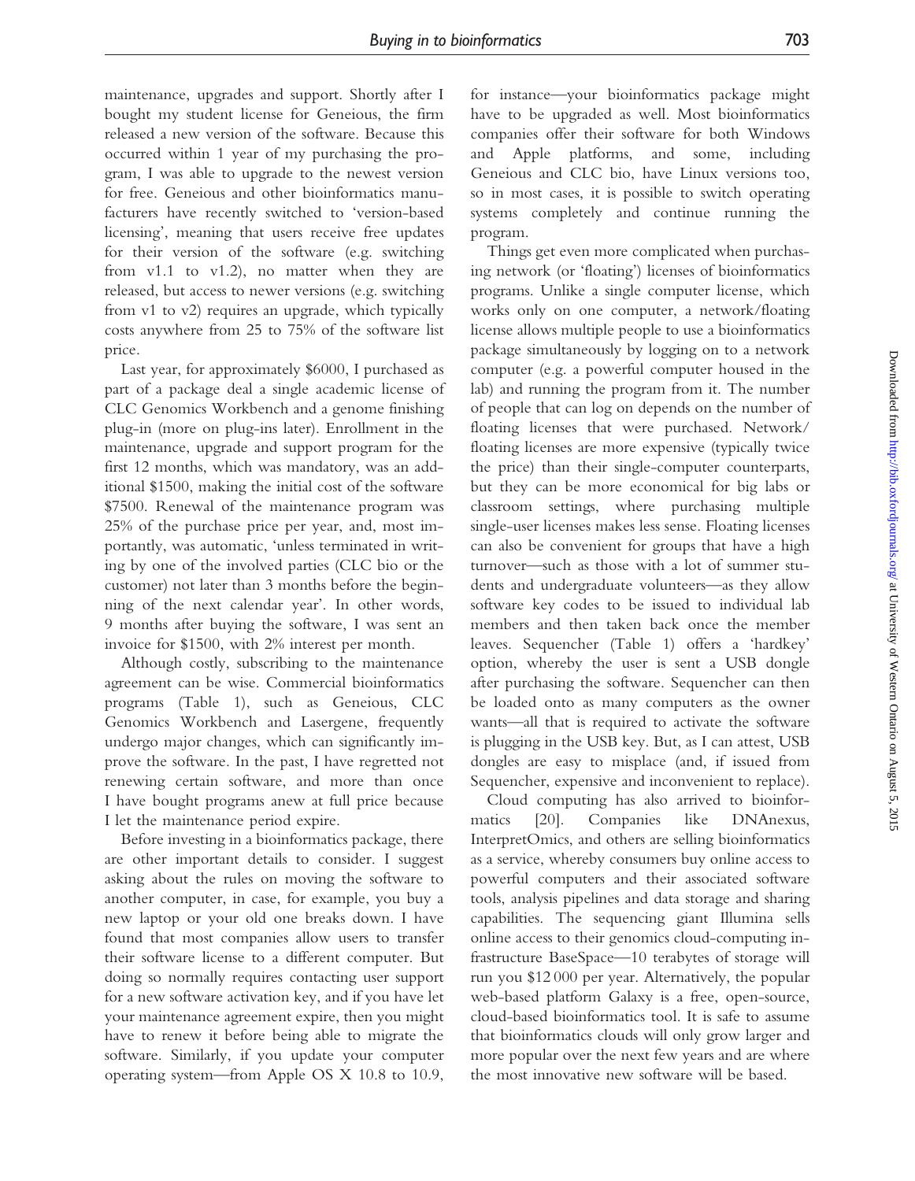maintenance, upgrades and support. Shortly after I bought my student license for Geneious, the firm released a new version of the software. Because this occurred within 1 year of my purchasing the program, I was able to upgrade to the newest version for free. Geneious and other bioinformatics manufacturers have recently switched to 'version-based licensing', meaning that users receive free updates for their version of the software (e.g. switching from v1.1 to v1.2), no matter when they are released, but access to newer versions (e.g. switching from v1 to v2) requires an upgrade, which typically costs anywhere from 25 to 75% of the software list price.

Last year, for approximately $6000, I purchased as part of a package deal a single academic license of CLC Genomics Workbench and a genome finishing plug-in (more on plug-ins later). Enrollment in the maintenance, upgrade and support program for the first 12 months, which was mandatory, was an additional $1500, making the initial cost of the software $7500. Renewal of the maintenance program was 25% of the purchase price per year, and, most importantly, was automatic, 'unless terminated in writing by one of the involved parties (CLC bio or the customer) not later than 3 months before the beginning of the next calendar year'. In other words, 9 months after buying the software, I was sent an invoice for $1500, with 2% interest per month.

Although costly, subscribing to the maintenance agreement can be wise. Commercial bioinformatics programs (Table 1), such as Geneious, CLC Genomics Workbench and Lasergene, frequently undergo major changes, which can significantly improve the software. In the past, I have regretted not renewing certain software, and more than once I have bought programs anew at full price because I let the maintenance period expire.

Before investing in a bioinformatics package, there are other important details to consider. I suggest asking about the rules on moving the software to another computer, in case, for example, you buy a new laptop or your old one breaks down. I have found that most companies allow users to transfer their software license to a different computer. But doing so normally requires contacting user support for a new software activation key, and if you have let your maintenance agreement expire, then you might have to renew it before being able to migrate the software. Similarly, if you update your computer operating system—from Apple OS X 10.8 to 10.9, for instance—your bioinformatics package might have to be upgraded as well. Most bioinformatics companies offer their software for both Windows and Apple platforms, and some, including Geneious and CLC bio, have Linux versions too, so in most cases, it is possible to switch operating systems completely and continue running the program.

Things get even more complicated when purchasing network (or 'floating') licenses of bioinformatics programs. Unlike a single computer license, which works only on one computer, a network/floating license allows multiple people to use a bioinformatics package simultaneously by logging on to a network computer (e.g. a powerful computer housed in the lab) and running the program from it. The number of people that can log on depends on the number of floating licenses that were purchased. Network/floating licenses are more expensive (typically twice the price) than their single-computer counterparts, but they can be more economical for big labs or classroom settings, where purchasing multiple single-user licenses makes less sense. Floating licenses can also be convenient for groups that have a high turnover—such as those with a lot of summer students and undergraduate volunteers—as they allow software key codes to be issued to individual lab members and then taken back once the member leaves. Sequencher (Table 1) offers a 'hardkey' option, whereby the user is sent a USB dongle after purchasing the software. Sequencher can then be loaded onto as many computers as the owner wants—all that is required to activate the software is plugging in the USB key. But, as I can attest, USB dongles are easy to misplace (and, if issued from Sequencher, expensive and inconvenient to replace).

Cloud computing has also arrived to bioinformatics [20]. Companies like DNAnexus, InterpretOmics, and others are selling bioinformatics as a service, whereby consumers buy online access to powerful computers and their associated software tools, analysis pipelines and data storage and sharing capabilities. The sequencing giant Illumina sells online access to their genomics cloud-computing infrastructure BaseSpace—10 terabytes of storage will run you $12 000 per year. Alternatively, the popular web-based platform Galaxy is a free, open-source, cloud-based bioinformatics tool. It is safe to assume that bioinformatics clouds will only grow larger and more popular over the next few years and are where the most innovative new software will be based.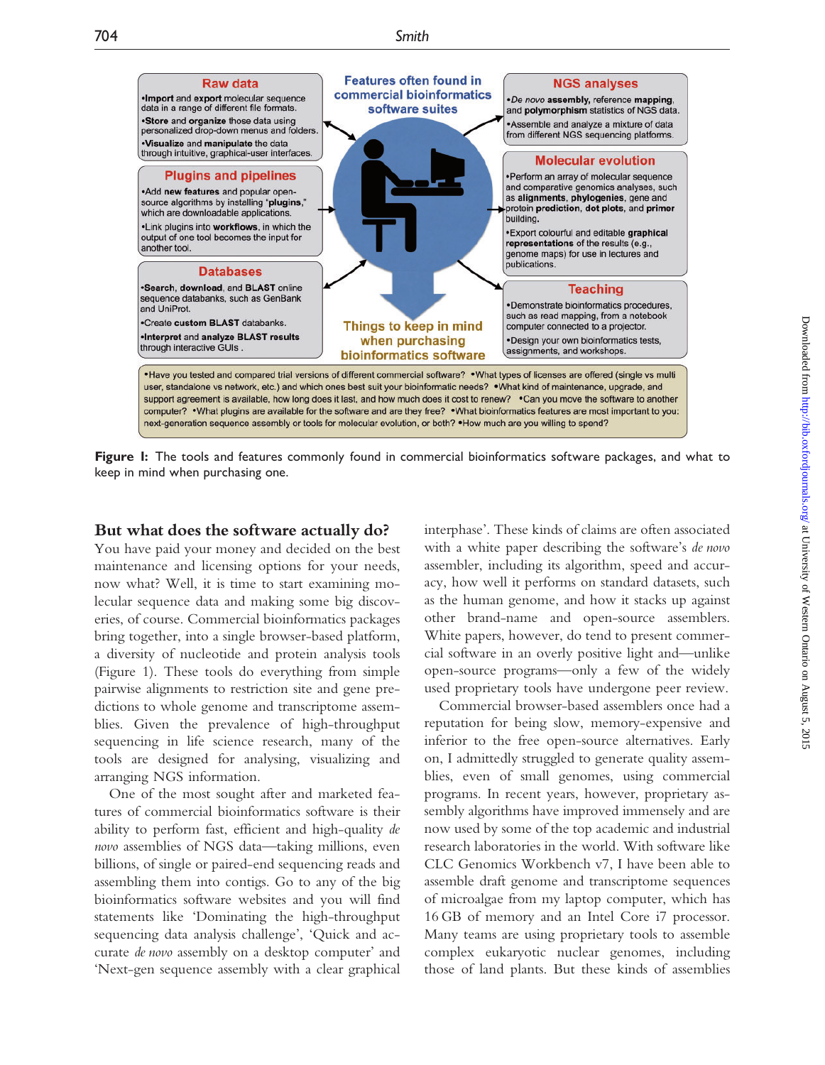**Raw data**

- **Import** and **export** molecular sequence data in a range of different file formats.
- **Store** and **organize** those data using personalized drop-down menus and folders.
- **Visualize** and **manipulate** the data through intuitive, graphical-user interfaces.

**Features often found in commercial bioinformatics software suites**

**NGS analyses**

- *De novo* **assembly**, reference **mapping**, and **polymorphism** statistics of NGS data.
- Assemble and analyze a mixture of data from different NGS sequencing platforms.

**Plugins and pipelines**

- Add **new features** and popular open-source algorithms by installing '**plugins**,' which are downloadable applications.
- Link plugins into **workflows**, in which the output of one tool becomes the input for another tool.

**Molecular evolution**

- Perform an array of molecular sequence and comparative genomics analyses, such as **alignments**, **phylogenies**, gene and protein **prediction**, **dot plots**, and **primer** building.
- Export colourful and editable **graphical representations** of the results (e.g., genome maps) for use in lectures and publications.

**Databases**

- **Search**, **download**, and **BLAST** online sequence databanks, such as GenBank and UniProt.
- Create **custom BLAST** databanks.
- **Interpret** and **analyze BLAST results** through interactive GUIs .

**Teaching**

- Demonstrate bioinformatics procedures, such as read mapping, from a notebook computer connected to a projector.
- Design your own bioinformatics tests, assignments, and workshops.

**Things to keep in mind when purchasing bioinformatics software**

- Have you tested and compared trial versions of different commercial software? • What types of licenses are offered (single vs multi user, standalone vs network, etc.) and which ones best suit your bioinformatic needs? • What kind of maintenance, upgrade, and support agreement is available, how long does it last, and how much does it cost to renew? • Can you move the software to another computer? • What plugins are available for the software and are they free? • What bioinformatics features are most important to you: next-generation sequence assembly or tools for molecular evolution, or both? • How much are you willing to spend?

**Figure 1:** The tools and features commonly found in commercial bioinformatics software packages, and what to keep in mind when purchasing one.

## But what does the software actually do?

You have paid your money and decided on the best maintenance and licensing options for your needs, now what? Well, it is time to start examining molecular sequence data and making some big discoveries, of course. Commercial bioinformatics packages bring together, into a single browser-based platform, a diversity of nucleotide and protein analysis tools (Figure 1). These tools do everything from simple pairwise alignments to restriction site and gene predictions to whole genome and transcriptome assemblies. Given the prevalence of high-throughput sequencing in life science research, many of the tools are designed for analysing, visualizing and arranging NGS information.

One of the most sought after and marketed features of commercial bioinformatics software is their ability to perform fast, efficient and high-quality *de novo* assemblies of NGS data—taking millions, even billions, of single or paired-end sequencing reads and assembling them into contigs. Go to any of the big bioinformatics software websites and you will find statements like 'Dominating the high-throughput sequencing data analysis challenge', 'Quick and accurate *de novo* assembly on a desktop computer' and 'Next-gen sequence assembly with a clear graphical interphase'. These kinds of claims are often associated with a white paper describing the software's *de novo* assembler, including its algorithm, speed and accuracy, how well it performs on standard datasets, such as the human genome, and how it stacks up against other brand-name and open-source assemblers. White papers, however, do tend to present commercial software in an overly positive light and—unlike open-source programs—only a few of the widely used proprietary tools have undergone peer review.

Commercial browser-based assemblers once had a reputation for being slow, memory-expensive and inferior to the free open-source alternatives. Early on, I admittedly struggled to generate quality assemblies, even of small genomes, using commercial programs. In recent years, however, proprietary assembly algorithms have improved immensely and are now used by some of the top academic and industrial research laboratories in the world. With software like CLC Genomics Workbench v7, I have been able to assemble draft genome and transcriptome sequences of microalgae from my laptop computer, which has 16 GB of memory and an Intel Core i7 processor. Many teams are using proprietary tools to assemble complex eukaryotic nuclear genomes, including those of land plants. But these kinds of assemblies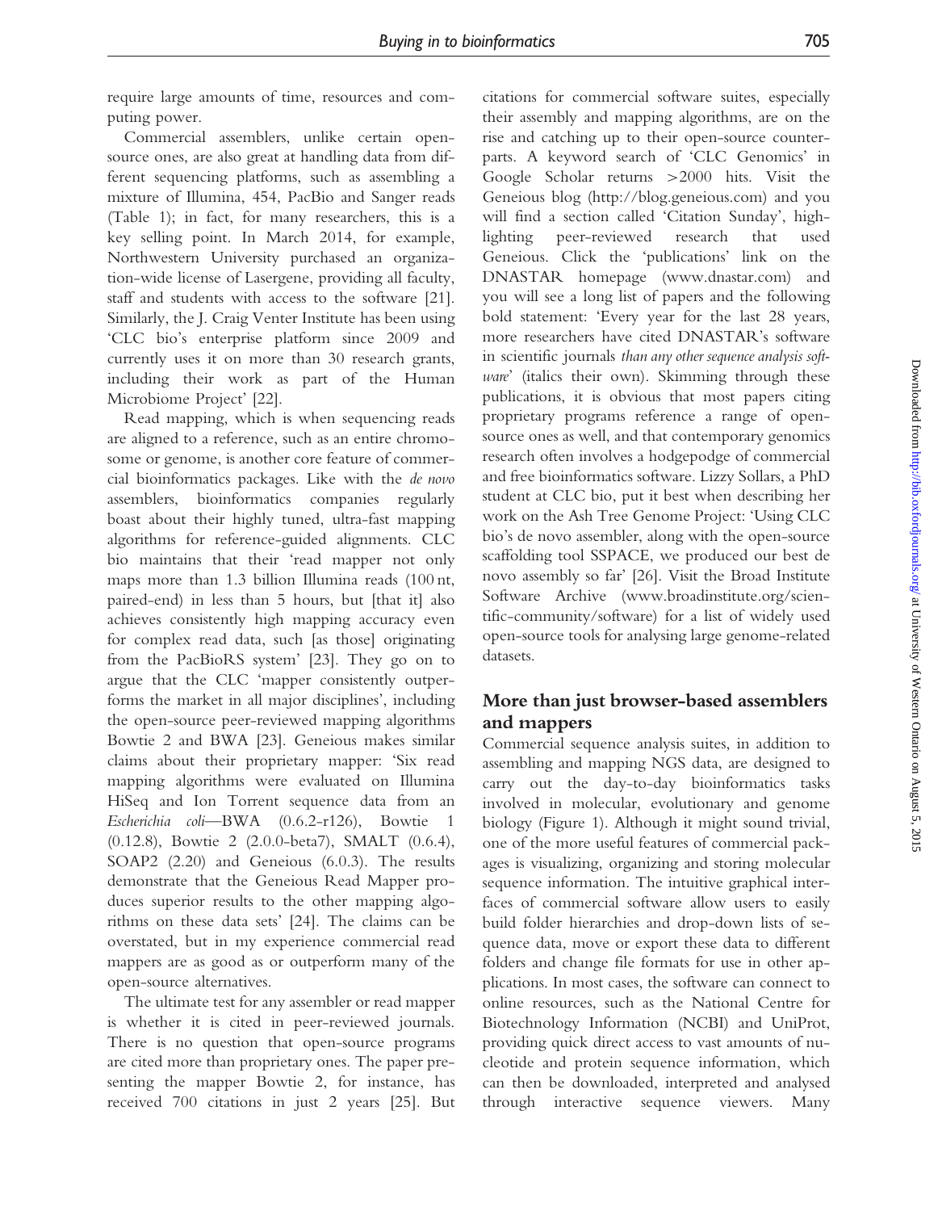require large amounts of time, resources and computing power.

Commercial assemblers, unlike certain open-source ones, are also great at handling data from different sequencing platforms, such as assembling a mixture of Illumina, 454, PacBio and Sanger reads (Table 1); in fact, for many researchers, this is a key selling point. In March 2014, for example, Northwestern University purchased an organization-wide license of Lasergene, providing all faculty, staff and students with access to the software [21]. Similarly, the J. Craig Venter Institute has been using 'CLC bio's enterprise platform since 2009 and currently uses it on more than 30 research grants, including their work as part of the Human Microbiome Project' [22].

Read mapping, which is when sequencing reads are aligned to a reference, such as an entire chromosome or genome, is another core feature of commercial bioinformatics packages. Like with the *de novo* assemblers, bioinformatics companies regularly boast about their highly tuned, ultra-fast mapping algorithms for reference-guided alignments. CLC bio maintains that their 'read mapper not only maps more than 1.3 billion Illumina reads (100 nt, paired-end) in less than 5 hours, but [that it] also achieves consistently high mapping accuracy even for complex read data, such [as those] originating from the PacBioRS system' [23]. They go on to argue that the CLC 'mapper consistently outperforms the market in all major disciplines', including the open-source peer-reviewed mapping algorithms Bowtie 2 and BWA [23]. Geneious makes similar claims about their proprietary mapper: 'Six read mapping algorithms were evaluated on Illumina HiSeq and Ion Torrent sequence data from an *Escherichia coli*—BWA (0.6.2-r126), Bowtie 1 (0.12.8), Bowtie 2 (2.0.0-beta7), SMALT (0.6.4), SOAP2 (2.20) and Geneious (6.0.3). The results demonstrate that the Geneious Read Mapper produces superior results to the other mapping algorithms on these data sets' [24]. The claims can be overstated, but in my experience commercial read mappers are as good as or outperform many of the open-source alternatives.

The ultimate test for any assembler or read mapper is whether it is cited in peer-reviewed journals. There is no question that open-source programs are cited more than proprietary ones. The paper presenting the mapper Bowtie 2, for instance, has received 700 citations in just 2 years [25]. But citations for commercial software suites, especially their assembly and mapping algorithms, are on the rise and catching up to their open-source counterparts. A keyword search of 'CLC Genomics' in Google Scholar returns >2000 hits. Visit the Geneious blog (http://blog.geneious.com) and you will find a section called 'Citation Sunday', highlighting peer-reviewed research that used Geneious. Click the 'publications' link on the DNASTAR homepage (www.dnastar.com) and you will see a long list of papers and the following bold statement: 'Every year for the last 28 years, more researchers have cited DNASTAR's software in scientific journals *than any other sequence analysis software*' (italics their own). Skimming through these publications, it is obvious that most papers citing proprietary programs reference a range of open-source ones as well, and that contemporary genomics research often involves a hodgepodge of commercial and free bioinformatics software. Lizzy Sollars, a PhD student at CLC bio, put it best when describing her work on the Ash Tree Genome Project: 'Using CLC bio's de novo assembler, along with the open-source scaffolding tool SSPACE, we produced our best de novo assembly so far' [26]. Visit the Broad Institute Software Archive (www.broadinstitute.org/scientific-community/software) for a list of widely used open-source tools for analysing large genome-related datasets.

## More than just browser-based assemblers and mappers

Commercial sequence analysis suites, in addition to assembling and mapping NGS data, are designed to carry out the day-to-day bioinformatics tasks involved in molecular, evolutionary and genome biology (Figure 1). Although it might sound trivial, one of the more useful features of commercial packages is visualizing, organizing and storing molecular sequence information. The intuitive graphical interfaces of commercial software allow users to easily build folder hierarchies and drop-down lists of sequence data, move or export these data to different folders and change file formats for use in other applications. In most cases, the software can connect to online resources, such as the National Centre for Biotechnology Information (NCBI) and UniProt, providing quick direct access to vast amounts of nucleotide and protein sequence information, which can then be downloaded, interpreted and analysed through interactive sequence viewers. Many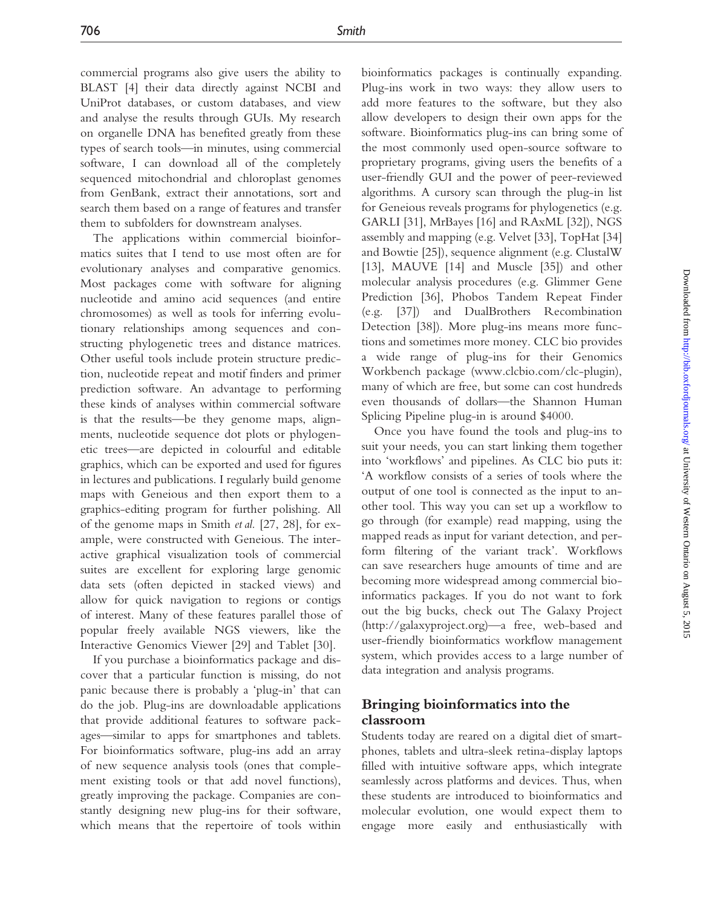commercial programs also give users the ability to BLAST [4] their data directly against NCBI and UniProt databases, or custom databases, and view and analyse the results through GUIs. My research on organelle DNA has benefited greatly from these types of search tools—in minutes, using commercial software, I can download all of the completely sequenced mitochondrial and chloroplast genomes from GenBank, extract their annotations, sort and search them based on a range of features and transfer them to subfolders for downstream analyses.

The applications within commercial bioinformatics suites that I tend to use most often are for evolutionary analyses and comparative genomics. Most packages come with software for aligning nucleotide and amino acid sequences (and entire chromosomes) as well as tools for inferring evolutionary relationships among sequences and constructing phylogenetic trees and distance matrices. Other useful tools include protein structure prediction, nucleotide repeat and motif finders and primer prediction software. An advantage to performing these kinds of analyses within commercial software is that the results—be they genome maps, alignments, nucleotide sequence dot plots or phylogenetic trees—are depicted in colourful and editable graphics, which can be exported and used for figures in lectures and publications. I regularly build genome maps with Geneious and then export them to a graphics-editing program for further polishing. All of the genome maps in Smith *et al.* [27, 28], for example, were constructed with Geneious. The interactive graphical visualization tools of commercial suites are excellent for exploring large genomic data sets (often depicted in stacked views) and allow for quick navigation to regions or contigs of interest. Many of these features parallel those of popular freely available NGS viewers, like the Interactive Genomics Viewer [29] and Tablet [30].

If you purchase a bioinformatics package and discover that a particular function is missing, do not panic because there is probably a 'plug-in' that can do the job. Plug-ins are downloadable applications that provide additional features to software packages—similar to apps for smartphones and tablets. For bioinformatics software, plug-ins add an array of new sequence analysis tools (ones that complement existing tools or that add novel functions), greatly improving the package. Companies are constantly designing new plug-ins for their software, which means that the repertoire of tools within bioinformatics packages is continually expanding. Plug-ins work in two ways: they allow users to add more features to the software, but they also allow developers to design their own apps for the software. Bioinformatics plug-ins can bring some of the most commonly used open-source software to proprietary programs, giving users the benefits of a user-friendly GUI and the power of peer-reviewed algorithms. A cursory scan through the plug-in list for Geneious reveals programs for phylogenetics (e.g. GARLI [31], MrBayes [16] and RAxML [32]), NGS assembly and mapping (e.g. Velvet [33], TopHat [34] and Bowtie [25]), sequence alignment (e.g. ClustalW [13], MAUVE [14] and Muscle [35]) and other molecular analysis procedures (e.g. Glimmer Gene Prediction [36], Phobos Tandem Repeat Finder (e.g. [37]) and DualBrothers Recombination Detection [38]). More plug-ins means more functions and sometimes more money. CLC bio provides a wide range of plug-ins for their Genomics Workbench package (www.clcbio.com/clc-plugin), many of which are free, but some can cost hundreds even thousands of dollars—the Shannon Human Splicing Pipeline plug-in is around $4000.

Once you have found the tools and plug-ins to suit your needs, you can start linking them together into 'workflows' and pipelines. As CLC bio puts it: 'A workflow consists of a series of tools where the output of one tool is connected as the input to another tool. This way you can set up a workflow to go through (for example) read mapping, using the mapped reads as input for variant detection, and perform filtering of the variant track'. Workflows can save researchers huge amounts of time and are becoming more widespread among commercial bioinformatics packages. If you do not want to fork out the big bucks, check out The Galaxy Project (http://galaxyproject.org)—a free, web-based and user-friendly bioinformatics workflow management system, which provides access to a large number of data integration and analysis programs.

## Bringing bioinformatics into the classroom

Students today are reared on a digital diet of smartphones, tablets and ultra-sleek retina-display laptops filled with intuitive software apps, which integrate seamlessly across platforms and devices. Thus, when these students are introduced to bioinformatics and molecular evolution, one would expect them to engage more easily and enthusiastically with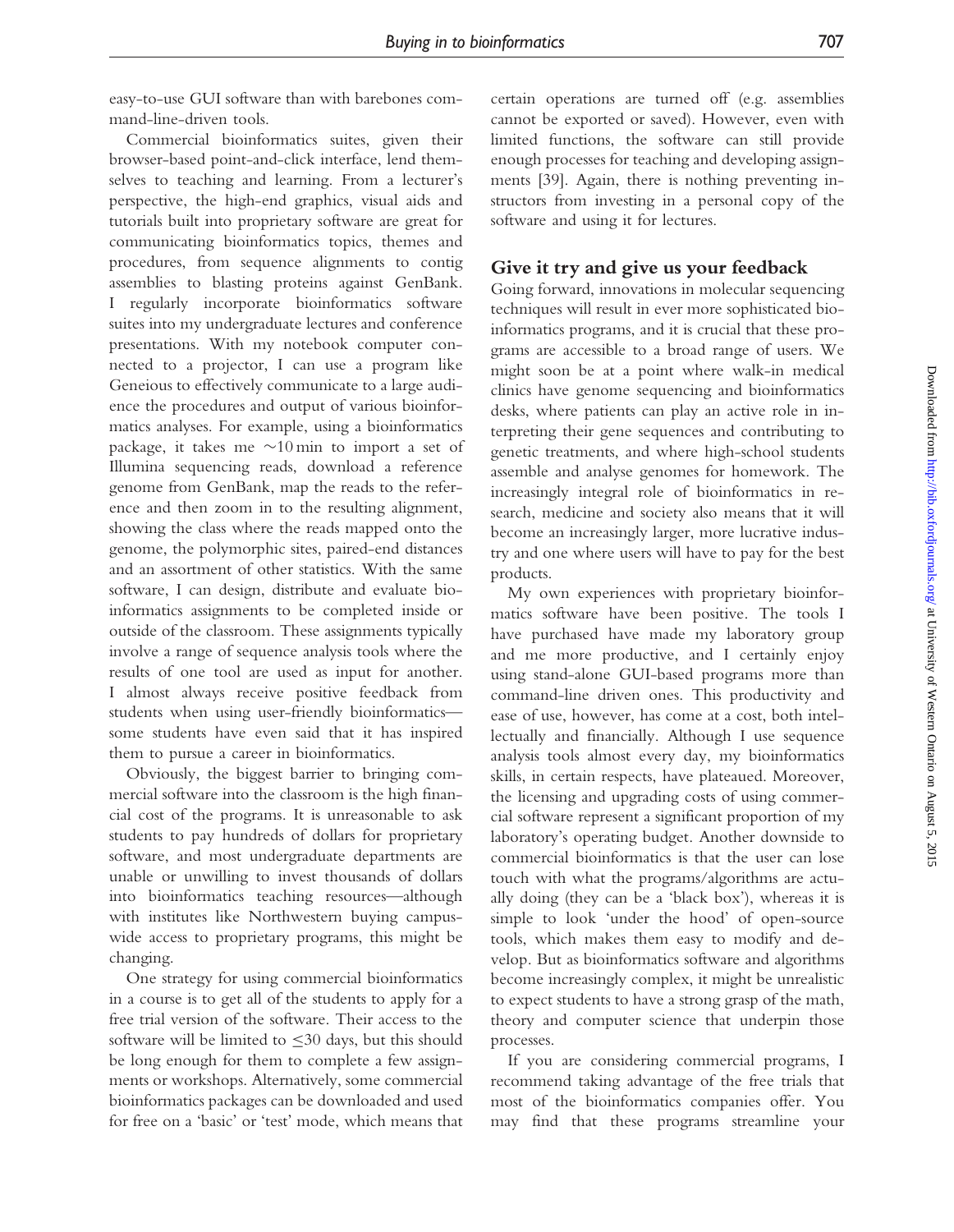easy-to-use GUI software than with barebones command-line-driven tools.

Commercial bioinformatics suites, given their browser-based point-and-click interface, lend themselves to teaching and learning. From a lecturer's perspective, the high-end graphics, visual aids and tutorials built into proprietary software are great for communicating bioinformatics topics, themes and procedures, from sequence alignments to contig assemblies to blasting proteins against GenBank. I regularly incorporate bioinformatics software suites into my undergraduate lectures and conference presentations. With my notebook computer connected to a projector, I can use a program like Geneious to effectively communicate to a large audience the procedures and output of various bioinformatics analyses. For example, using a bioinformatics package, it takes me ~10 min to import a set of Illumina sequencing reads, download a reference genome from GenBank, map the reads to the reference and then zoom in to the resulting alignment, showing the class where the reads mapped onto the genome, the polymorphic sites, paired-end distances and an assortment of other statistics. With the same software, I can design, distribute and evaluate bioinformatics assignments to be completed inside or outside of the classroom. These assignments typically involve a range of sequence analysis tools where the results of one tool are used as input for another. I almost always receive positive feedback from students when using user-friendly bioinformatics—some students have even said that it has inspired them to pursue a career in bioinformatics.

Obviously, the biggest barrier to bringing commercial software into the classroom is the high financial cost of the programs. It is unreasonable to ask students to pay hundreds of dollars for proprietary software, and most undergraduate departments are unable or unwilling to invest thousands of dollars into bioinformatics teaching resources—although with institutes like Northwestern buying campus-wide access to proprietary programs, this might be changing.

One strategy for using commercial bioinformatics in a course is to get all of the students to apply for a free trial version of the software. Their access to the software will be limited to ≤30 days, but this should be long enough for them to complete a few assignments or workshops. Alternatively, some commercial bioinformatics packages can be downloaded and used for free on a 'basic' or 'test' mode, which means that certain operations are turned off (e.g. assemblies cannot be exported or saved). However, even with limited functions, the software can still provide enough processes for teaching and developing assignments [39]. Again, there is nothing preventing instructors from investing in a personal copy of the software and using it for lectures.

## Give it try and give us your feedback

Going forward, innovations in molecular sequencing techniques will result in ever more sophisticated bioinformatics programs, and it is crucial that these programs are accessible to a broad range of users. We might soon be at a point where walk-in medical clinics have genome sequencing and bioinformatics desks, where patients can play an active role in interpreting their gene sequences and contributing to genetic treatments, and where high-school students assemble and analyse genomes for homework. The increasingly integral role of bioinformatics in research, medicine and society also means that it will become an increasingly larger, more lucrative industry and one where users will have to pay for the best products.

My own experiences with proprietary bioinformatics software have been positive. The tools I have purchased have made my laboratory group and me more productive, and I certainly enjoy using stand-alone GUI-based programs more than command-line driven ones. This productivity and ease of use, however, has come at a cost, both intellectually and financially. Although I use sequence analysis tools almost every day, my bioinformatics skills, in certain respects, have plateaued. Moreover, the licensing and upgrading costs of using commercial software represent a significant proportion of my laboratory's operating budget. Another downside to commercial bioinformatics is that the user can lose touch with what the programs/algorithms are actually doing (they can be a 'black box'), whereas it is simple to look 'under the hood' of open-source tools, which makes them easy to modify and develop. But as bioinformatics software and algorithms become increasingly complex, it might be unrealistic to expect students to have a strong grasp of the math, theory and computer science that underpin those processes.

If you are considering commercial programs, I recommend taking advantage of the free trials that most of the bioinformatics companies offer. You may find that these programs streamline your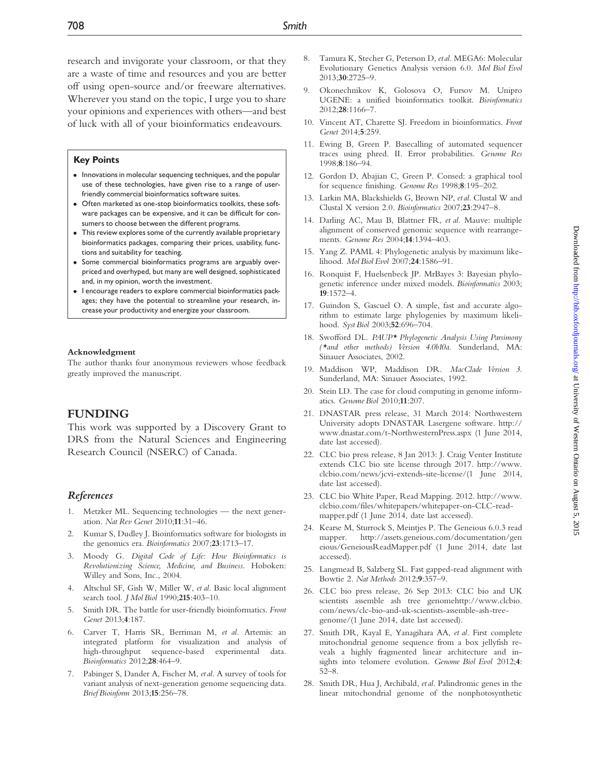research and invigorate your classroom, or that they are a waste of time and resources and you are better off using open-source and/or freeware alternatives. Wherever you stand on the topic, I urge you to share your opinions and experiences with others—and best of luck with all of your bioinformatics endeavours.

### Key Points

- Innovations in molecular sequencing techniques, and the popular use of these technologies, have given rise to a range of user-friendly commercial bioinformatics software suites.
- Often marketed as one-stop bioinformatics toolkits, these software packages can be expensive, and it can be difficult for consumers to choose between the different programs.
- This review explores some of the currently available proprietary bioinformatics packages, comparing their prices, usability, functions and suitability for teaching.
- Some commercial bioinformatics programs are arguably overpriced and overhyped, but many are well designed, sophisticated and, in my opinion, worth the investment.
- I encourage readers to explore commercial bioinformatics packages; they have the potential to streamline your research, increase your productivity and energize your classroom.

**Acknowledgment**

The author thanks four anonymous reviewers whose feedback greatly improved the manuscript.

## FUNDING

This work was supported by a Discovery Grant to DRS from the Natural Sciences and Engineering Research Council (NSERC) of Canada.

## *References*

1. Metzker ML. Sequencing technologies — the next generation. *Nat Rev Genet* 2010;**11**:31–46.
2. Kumar S, Dudley J. Bioinformatics software for biologists in the genomics era. *Bioinformatics* 2007;**23**:1713–17.
3. Moody G. *Digital Code of Life: How Bioinformatics is Revolutionizing Science, Medicine, and Business*. Hoboken: Willey and Sons, Inc., 2004.
4. Altschul SF, Gish W, Miller W, *et al*. Basic local alignment search tool. *J Mol Biol* 1990;**215**:403–10.
5. Smith DR. The battle for user-friendly bioinformatics. *Front Genet* 2013;**4**:187.
6. Carver T, Harris SR, Berriman M, *et al*. Artemis: an integrated platform for visualization and analysis of high-throughput sequence-based experimental data. *Bioinformatics* 2012;**28**:464–9.
7. Pabinger S, Dander A, Fischer M, *et al*. A survey of tools for variant analysis of next-generation genome sequencing data. *Brief Bioinform* 2013;**15**:256–78.
8. Tamura K, Stecher G, Peterson D, *et al*. MEGA6: Molecular Evolutionary Genetics Analysis version 6.0. *Mol Biol Evol* 2013;**30**:2725–9.
9. Okonechnikov K, Golosova O, Fursov M. Unipro UGENE: a unified bioinformatics toolkit. *Bioinformatics* 2012;**28**:1166–7.
10. Vincent AT, Charette SJ. Freedom in bioinformatics. *Front Genet* 2014;**5**:259.
11. Ewing B, Green P. Basecalling of automated sequencer traces using phred. II. Error probabilities. *Genome Res* 1998;**8**:186–94.
12. Gordon D, Abajian C, Green P. Consed: a graphical tool for sequence finishing. *Genome Res* 1998;**8**:195–202.
13. Larkin MA, Blackshields G, Brown NP, *et al*. Clustal W and Clustal X version 2.0. *Bioinformatics* 2007;**23**:2947–8.
14. Darling AC, Mau B, Blattner FR, *et al*. Mauve: multiple alignment of conserved genomic sequence with rearrangements. *Genome Res* 2004;**14**:1394–403.
15. Yang Z. PAML 4: Phylogenetic analysis by maximum likelihood. *Mol Biol Evol* 2007;**24**:1586–91.
16. Ronquist F, Huelsenbeck JP. MrBayes 3: Bayesian phylogenetic inference under mixed models. *Bioinformatics* 2003; **19**:1572–4.
17. Guindon S, Gascuel O. A simple, fast and accurate algorithm to estimate large phylogenies by maximum likelihood. *Syst Biol* 2003;**52**:696–704.
18. Swofford DL. *PAUP\* Phylogenetic Analysis Using Parsimony (\*and other methods) Version 4.0b10a*. Sunderland, MA: Sinauer Associates, 2002.
19. Maddison WP, Maddison DR. *MacClade Version 3*. Sunderland, MA: Sinauer Associates, 1992.
20. Stein LD. The case for cloud computing in genome informatics. *Genome Biol* 2010;**11**:207.
21. DNASTAR press release, 31 March 2014: Northwestern University adopts DNASTAR Lasergene software. http://www.dnastar.com/t-NorthwesternPress.aspx (1 June 2014, date last accessed).
22. CLC bio press release, 8 Jan 2013: J. Craig Venter Institute extends CLC bio site license through 2017. http://www.clcbio.com/news/jcvi-extends-site-license/(1 June 2014, date last accessed).
23. CLC bio White Paper, Read Mapping. 2012. http://www.clcbio.com/files/whitepapers/whitepaper-on-CLC-read-mapper.pdf (1 June 2014, date last accessed).
24. Kearse M, Sturrock S, Meintjes P. The Geneious 6.0.3 read mapper. http://assets.geneious.com/documentation/geneious/GeneiousReadMapper.pdf (1 June 2014, date last accessed).
25. Langmead B, Salzberg SL. Fast gapped-read alignment with Bowtie 2. *Nat Methods* 2012;**9**:357–9.
26. CLC bio press release, 26 Sep 2013: CLC bio and UK scientists assemble ash tree genomehttp://www.clcbio.com/news/clc-bio-and-uk-scientists-assemble-ash-tree-genome/(1 June 2014, date last accessed).
27. Smith DR, Kayal E, Yanagihara AA, *et al*. First complete mitochondrial genome sequence from a box jellyfish reveals a highly fragmented linear architecture and insights into telomere evolution. *Genome Biol Evol* 2012;**4**: 52–8.
28. Smith DR, Hua J, Archibald, *et al*. Palindromic genes in the linear mitochondrial genome of the nonphotosynthetic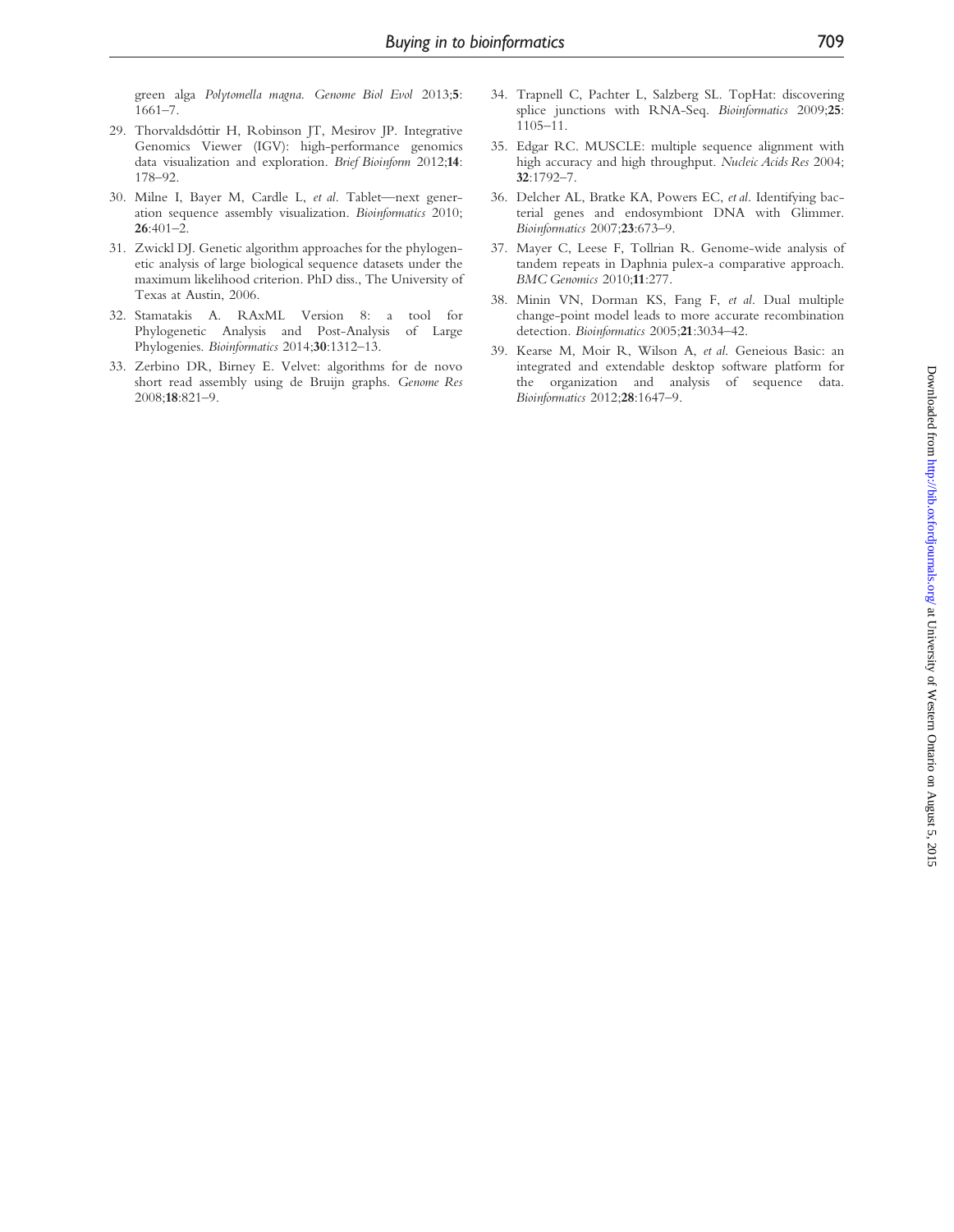green alga *Polytomella magna*. *Genome Biol Evol* 2013;**5**: 1661–7.

29. Thorvaldsdóttir H, Robinson JT, Mesirov JP. Integrative Genomics Viewer (IGV): high-performance genomics data visualization and exploration. *Brief Bioinform* 2012;**14**: 178–92.
30. Milne I, Bayer M, Cardle L, *et al*. Tablet—next generation sequence assembly visualization. *Bioinformatics* 2010; **26**:401–2.
31. Zwickl DJ. Genetic algorithm approaches for the phylogenetic analysis of large biological sequence datasets under the maximum likelihood criterion. PhD diss., The University of Texas at Austin, 2006.
32. Stamatakis A. RAxML Version 8: a tool for Phylogenetic Analysis and Post-Analysis of Large Phylogenies. *Bioinformatics* 2014;**30**:1312–13.
33. Zerbino DR, Birney E. Velvet: algorithms for de novo short read assembly using de Bruijn graphs. *Genome Res* 2008;**18**:821–9.
34. Trapnell C, Pachter L, Salzberg SL. TopHat: discovering splice junctions with RNA-Seq. *Bioinformatics* 2009;**25**: 1105–11.
35. Edgar RC. MUSCLE: multiple sequence alignment with high accuracy and high throughput. *Nucleic Acids Res* 2004; **32**:1792–7.
36. Delcher AL, Bratke KA, Powers EC, *et al*. Identifying bacterial genes and endosymbiont DNA with Glimmer. *Bioinformatics* 2007;**23**:673–9.
37. Mayer C, Leese F, Tollrian R. Genome-wide analysis of tandem repeats in Daphnia pulex-a comparative approach. *BMC Genomics* 2010;**11**:277.
38. Minin VN, Dorman KS, Fang F, *et al*. Dual multiple change-point model leads to more accurate recombination detection. *Bioinformatics* 2005;**21**:3034–42.
39. Kearse M, Moir R, Wilson A, *et al*. Geneious Basic: an integrated and extendable desktop software platform for the organization and analysis of sequence data. *Bioinformatics* 2012;**28**:1647–9.